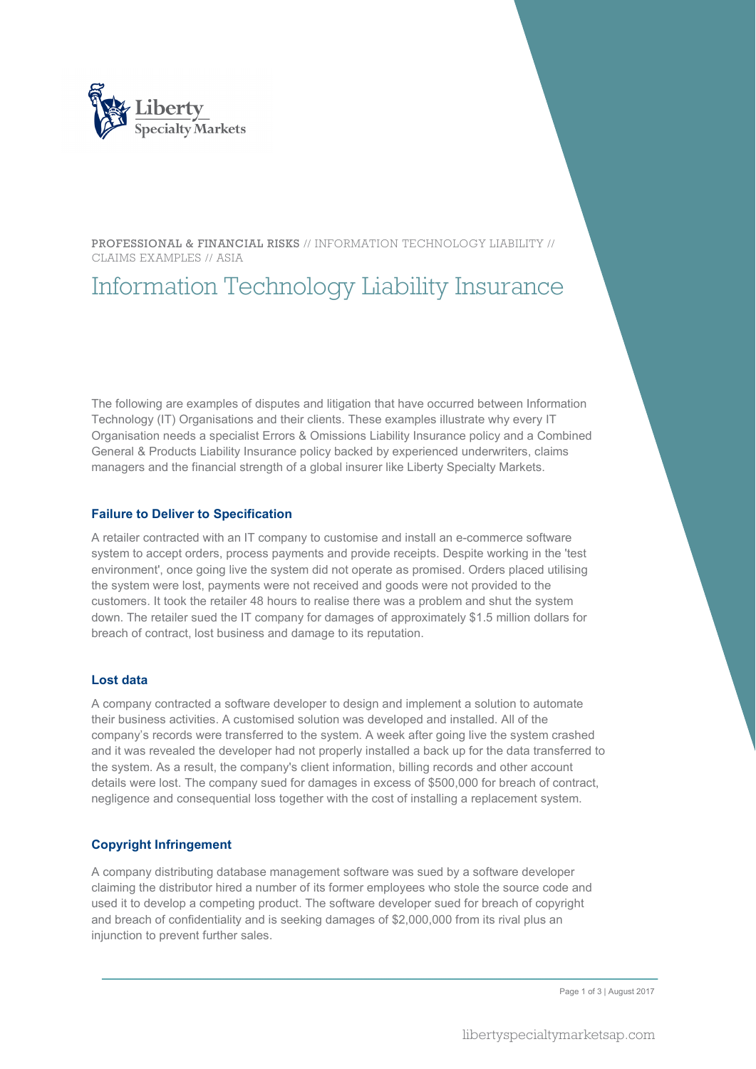PROFESSIONAL & FINANCIAL RISKS // INFORMATION TECHNOLOGY LIABILITY // CLAIMS EXAMPLES // ASIA

# Information Technology Liability Insurance

The following are examples of disputes and litigation that have occurred between Information Technology (IT) Organisations and their clients. These examples illustrate why every IT Organisation needs a specialist Errors & Omissions Liability Insurance policy and a Combined General & Products Liability Insurance policy backed by experienced underwriters, claims managers and the financial strength of a global insurer like Liberty Specialty Markets.

### Failure to Deliver to Specification

A retailer contracted with an IT company to customise and install an e-commerce software system to accept orders, process payments and provide receipts. Despite working in the 'test environment', once going live the system did not operate as promised. Orders placed utilising the system were lost, payments were not received and goods were not provided to the customers. It took the retailer 48 hours to realise there was a problem and shut the system down. The retailer sued the IT company for damages of approximately $1.5 million dollars for breach of contract, lost business and damage to its reputation.

### Lost data

A company contracted a software developer to design and implement a solution to automate their business activities. A customised solution was developed and installed. All of the company's records were transferred to the system. A week after going live the system crashed and it was revealed the developer had not properly installed a back up for the data transferred to the system. As a result, the company's client information, billing records and other account details were lost. The company sued for damages in excess of $500,000 for breach of contract, negligence and consequential loss together with the cost of installing a replacement system.

### Copyright Infringement

A company distributing database management software was sued by a software developer claiming the distributor hired a number of its former employees who stole the source code and used it to develop a competing product. The software developer sued for breach of copyright and breach of confidentiality and is seeking damages of $2,000,000 from its rival plus an injunction to prevent further sales.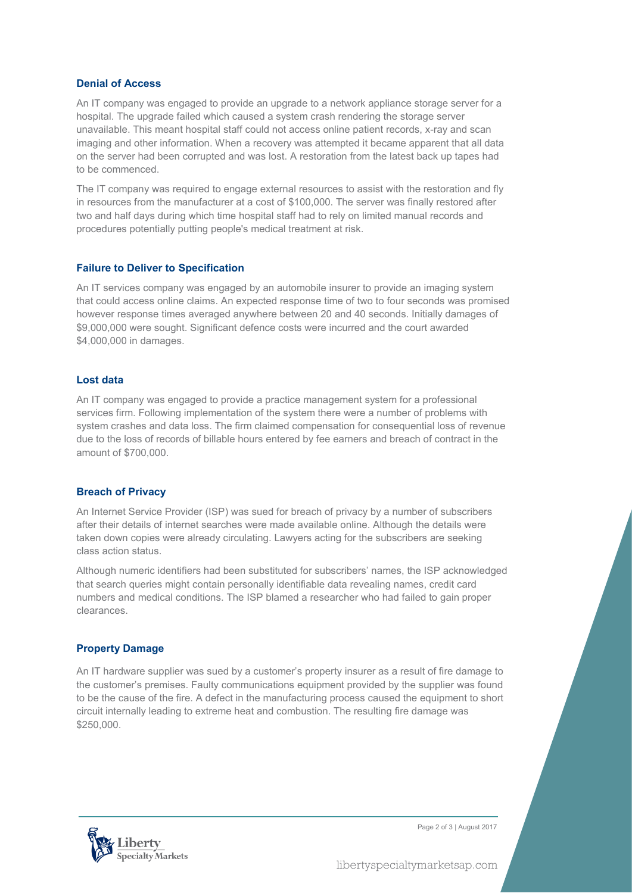### Denial of Access

An IT company was engaged to provide an upgrade to a network appliance storage server for a hospital. The upgrade failed which caused a system crash rendering the storage server unavailable. This meant hospital staff could not access online patient records, x-ray and scan imaging and other information. When a recovery was attempted it became apparent that all data on the server had been corrupted and was lost. A restoration from the latest back up tapes had to be commenced.

The IT company was required to engage external resources to assist with the restoration and fly in resources from the manufacturer at a cost of $100,000. The server was finally restored after two and half days during which time hospital staff had to rely on limited manual records and procedures potentially putting people's medical treatment at risk.

### Failure to Deliver to Specification

An IT services company was engaged by an automobile insurer to provide an imaging system that could access online claims. An expected response time of two to four seconds was promised however response times averaged anywhere between 20 and 40 seconds. Initially damages of $9,000,000 were sought. Significant defence costs were incurred and the court awarded $4,000,000 in damages.

### Lost data

An IT company was engaged to provide a practice management system for a professional services firm. Following implementation of the system there were a number of problems with system crashes and data loss. The firm claimed compensation for consequential loss of revenue due to the loss of records of billable hours entered by fee earners and breach of contract in the amount of $700,000.

### Breach of Privacy

An Internet Service Provider (ISP) was sued for breach of privacy by a number of subscribers after their details of internet searches were made available online. Although the details were taken down copies were already circulating. Lawyers acting for the subscribers are seeking class action status.

Although numeric identifiers had been substituted for subscribers' names, the ISP acknowledged that search queries might contain personally identifiable data revealing names, credit card numbers and medical conditions. The ISP blamed a researcher who had failed to gain proper clearances.

### Property Damage

An IT hardware supplier was sued by a customer's property insurer as a result of fire damage to the customer's premises. Faulty communications equipment provided by the supplier was found to be the cause of the fire. A defect in the manufacturing process caused the equipment to short circuit internally leading to extreme heat and combustion. The resulting fire damage was $250,000.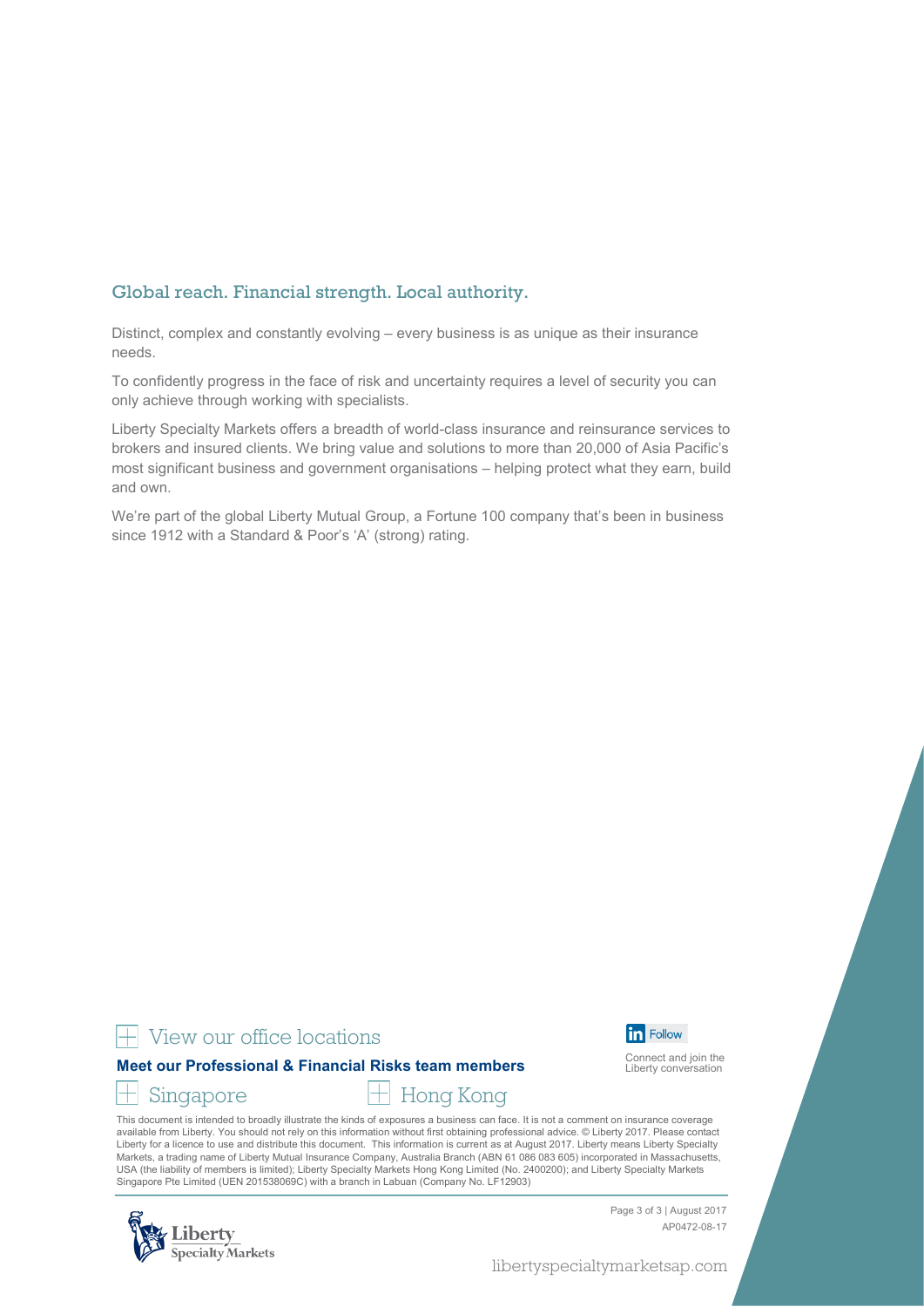## Global reach. Financial strength. Local authority.

Distinct, complex and constantly evolving – every business is as unique as their insurance needs.

To confidently progress in the face of risk and uncertainty requires a level of security you can only achieve through working with specialists.

Liberty Specialty Markets offers a breadth of world-class insurance and reinsurance services to brokers and insured clients. We bring value and solutions to more than 20,000 of Asia Pacific's most significant business and government organisations – helping protect what they earn, build and own.

We're part of the global Liberty Mutual Group, a Fortune 100 company that's been in business since 1912 with a Standard & Poor's 'A' (strong) rating.

View our office locations

**Meet our Professional & Financial Risks team members**

Singapore

Hong Kong

Follow

Connect and join the Liberty conversation

This document is intended to broadly illustrate the kinds of exposures a business can face. It is not a comment on insurance coverage available from Liberty. You should not rely on this information without first obtaining professional advice. © Liberty 2017. Please contact Liberty for a licence to use and distribute this document. This information is current as at August 2017. Liberty means Liberty Specialty Markets, a trading name of Liberty Mutual Insurance Company, Australia Branch (ABN 61 086 083 605) incorporated in Massachusetts, USA (the liability of members is limited); Liberty Specialty Markets Hong Kong Limited (No. 2400200); and Liberty Specialty Markets Singapore Pte Limited (UEN 201538069C) with a branch in Labuan (Company No. LF12903)

Liberty Specialty Markets

August 2017

AP0472-08-17

libertyspecialtymarketsap.com